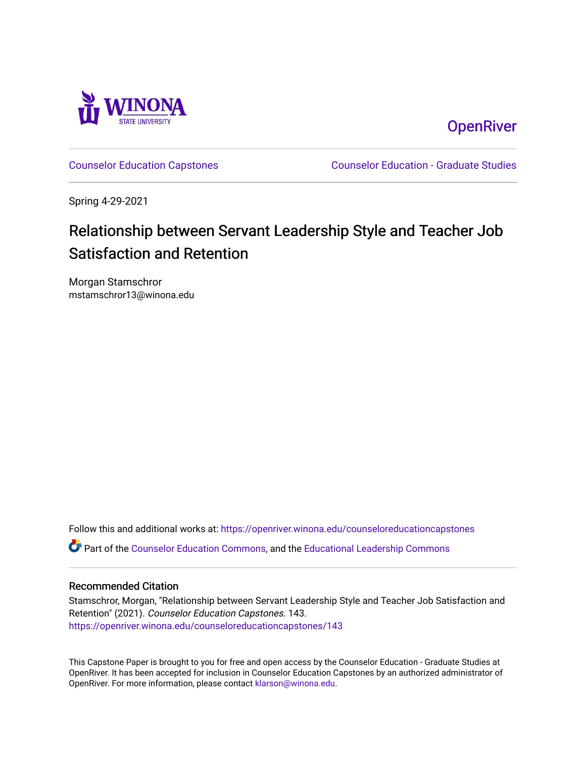Winona State University

OpenRiver

Counselor Education Capstones | Counselor Education - Graduate Studies

Spring 4-29-2021

# Relationship between Servant Leadership Style and Teacher Job Satisfaction and Retention

Morgan Stamschror
mstamschror13@winona.edu

Follow this and additional works at: https://openriver.winona.edu/counseloreducationcapstones

Part of the Counselor Education Commons, and the Educational Leadership Commons

## Recommended Citation

Stamschror, Morgan, "Relationship between Servant Leadership Style and Teacher Job Satisfaction and Retention" (2021). *Counselor Education Capstones*. 143.
https://openriver.winona.edu/counseloreducationcapstones/143

This Capstone Paper is brought to you for free and open access by the Counselor Education - Graduate Studies at OpenRiver. It has been accepted for inclusion in Counselor Education Capstones by an authorized administrator of OpenRiver. For more information, please contact klarson@winona.edu.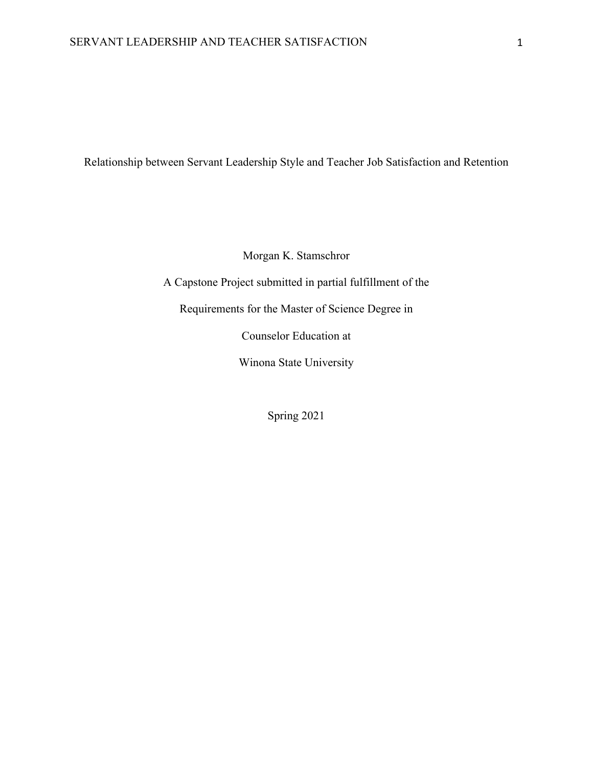# Relationship between Servant Leadership Style and Teacher Job Satisfaction and Retention

Morgan K. Stamschror

A Capstone Project submitted in partial fulfillment of the

Requirements for the Master of Science Degree in

Counselor Education at

Winona State University

Spring 2021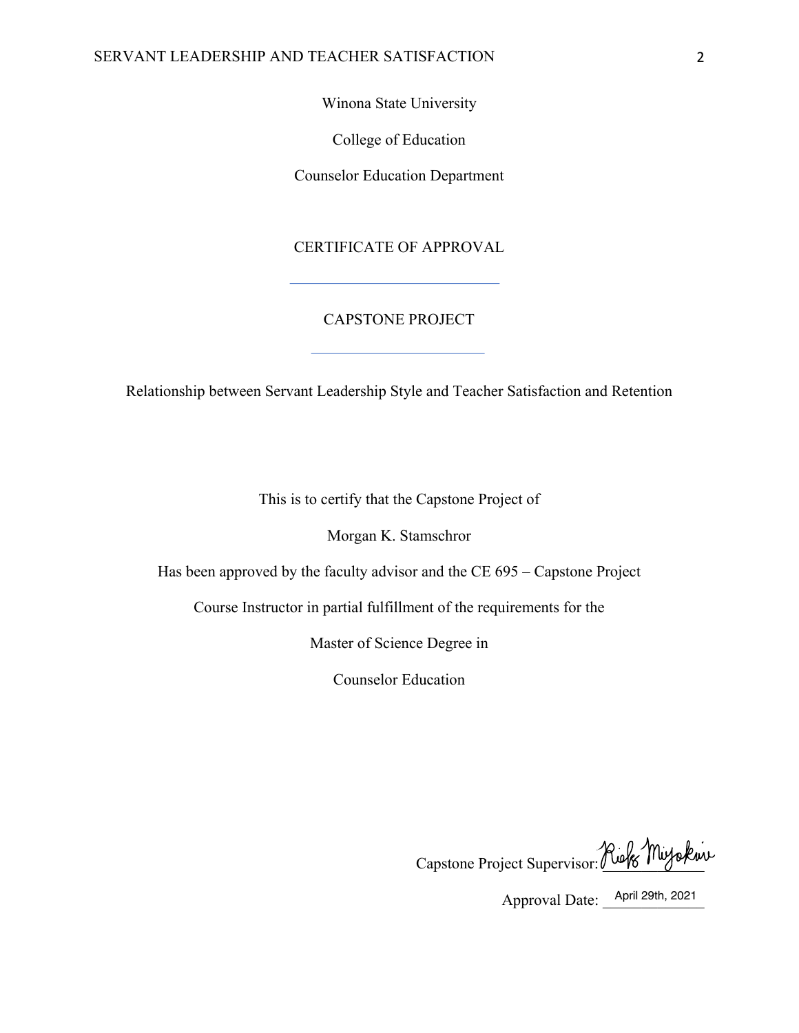Winona State University

College of Education

Counselor Education Department

CERTIFICATE OF APPROVAL

---

CAPSTONE PROJECT

---

Relationship between Servant Leadership Style and Teacher Satisfaction and Retention

This is to certify that the Capstone Project of

Morgan K. Stamschror

Has been approved by the faculty advisor and the CE 695 – Capstone Project

Course Instructor in partial fulfillment of the requirements for the

Master of Science Degree in

Counselor Education

Capstone Project Supervisor: Rieko Miyakuni

Approval Date: April 29th, 2021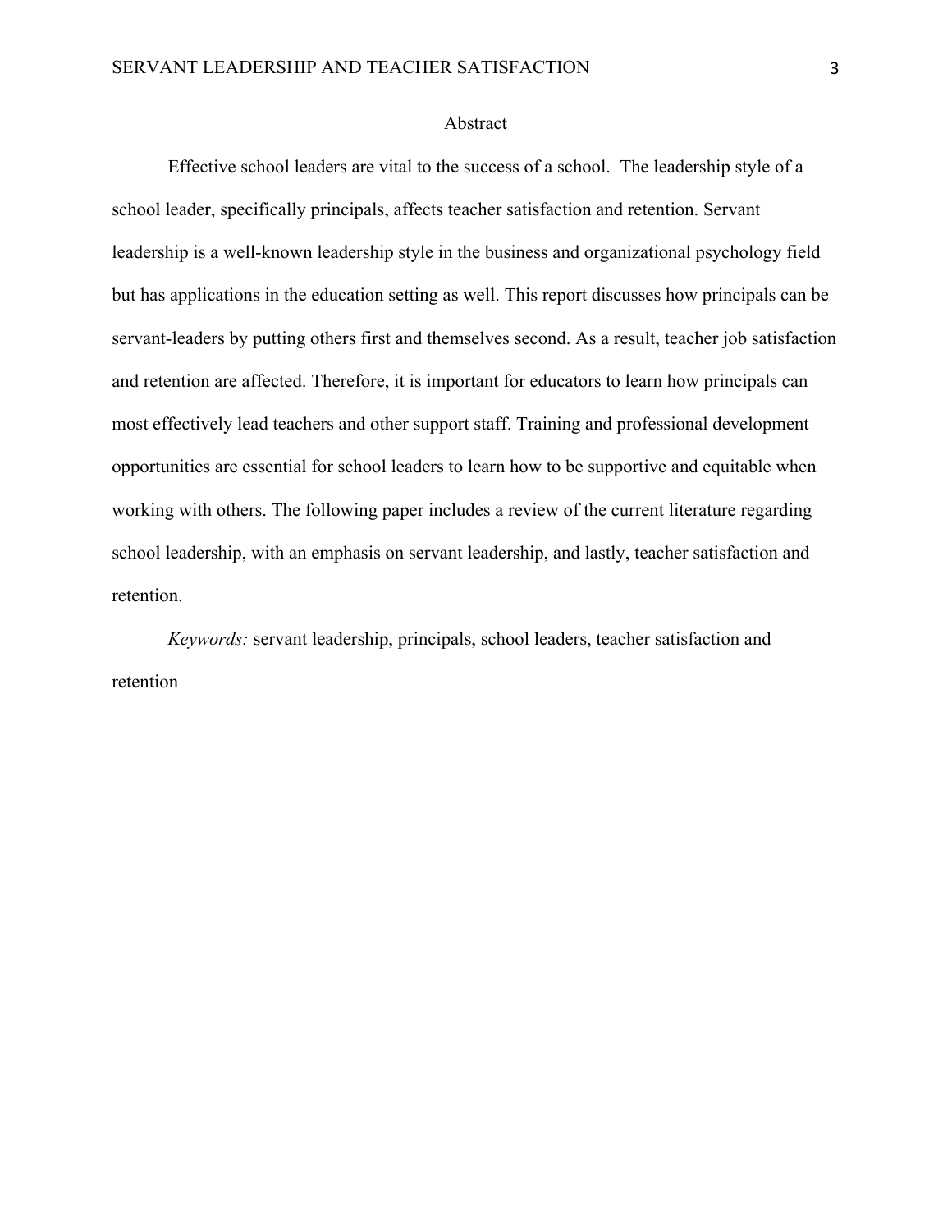# Abstract

Effective school leaders are vital to the success of a school. The leadership style of a school leader, specifically principals, affects teacher satisfaction and retention. Servant leadership is a well-known leadership style in the business and organizational psychology field but has applications in the education setting as well. This report discusses how principals can be servant-leaders by putting others first and themselves second. As a result, teacher job satisfaction and retention are affected. Therefore, it is important for educators to learn how principals can most effectively lead teachers and other support staff. Training and professional development opportunities are essential for school leaders to learn how to be supportive and equitable when working with others. The following paper includes a review of the current literature regarding school leadership, with an emphasis on servant leadership, and lastly, teacher satisfaction and retention.

*Keywords:* servant leadership, principals, school leaders, teacher satisfaction and retention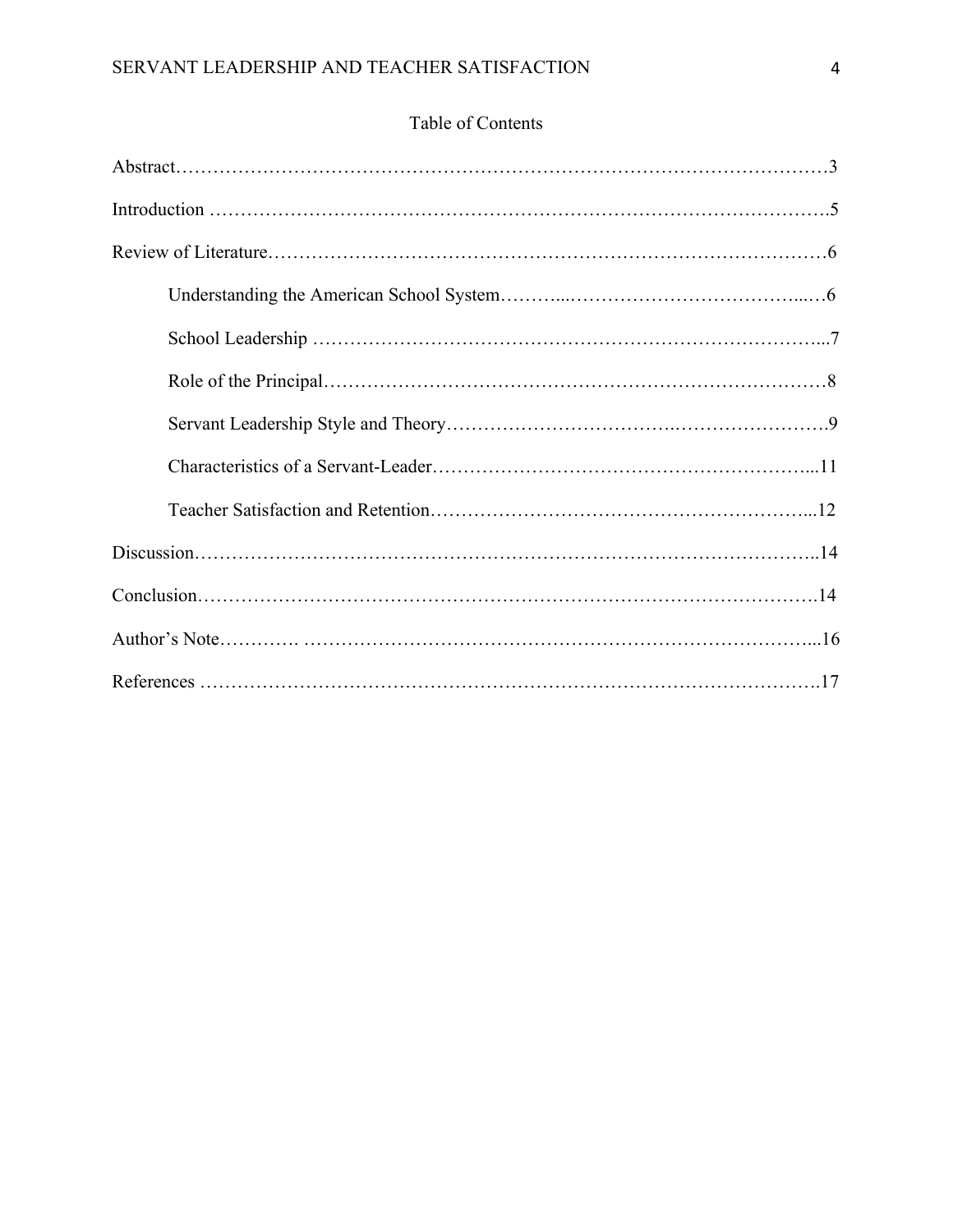## Table of Contents

Abstract……………………………………………………………………………………………3

Introduction ……………………………………………………………………………………….5

Review of Literature………………………………………………………………………………6

- Understanding the American School System………...……………………………………...…6
- School Leadership ………………………………………………………………………...7
- Role of the Principal………………………………………………………………………8
- Servant Leadership Style and Theory…………………………….…………………….9
- Characteristics of a Servant-Leader…………………………………………………...11
- Teacher Satisfaction and Retention…………………………………………………...12

Discussion………………………………………………………………………………………..14

Conclusion……………………………………………………………………………………….14

Author's Note…………. ………………………………………………………………………...16

References ……………………………………………………………………………………….17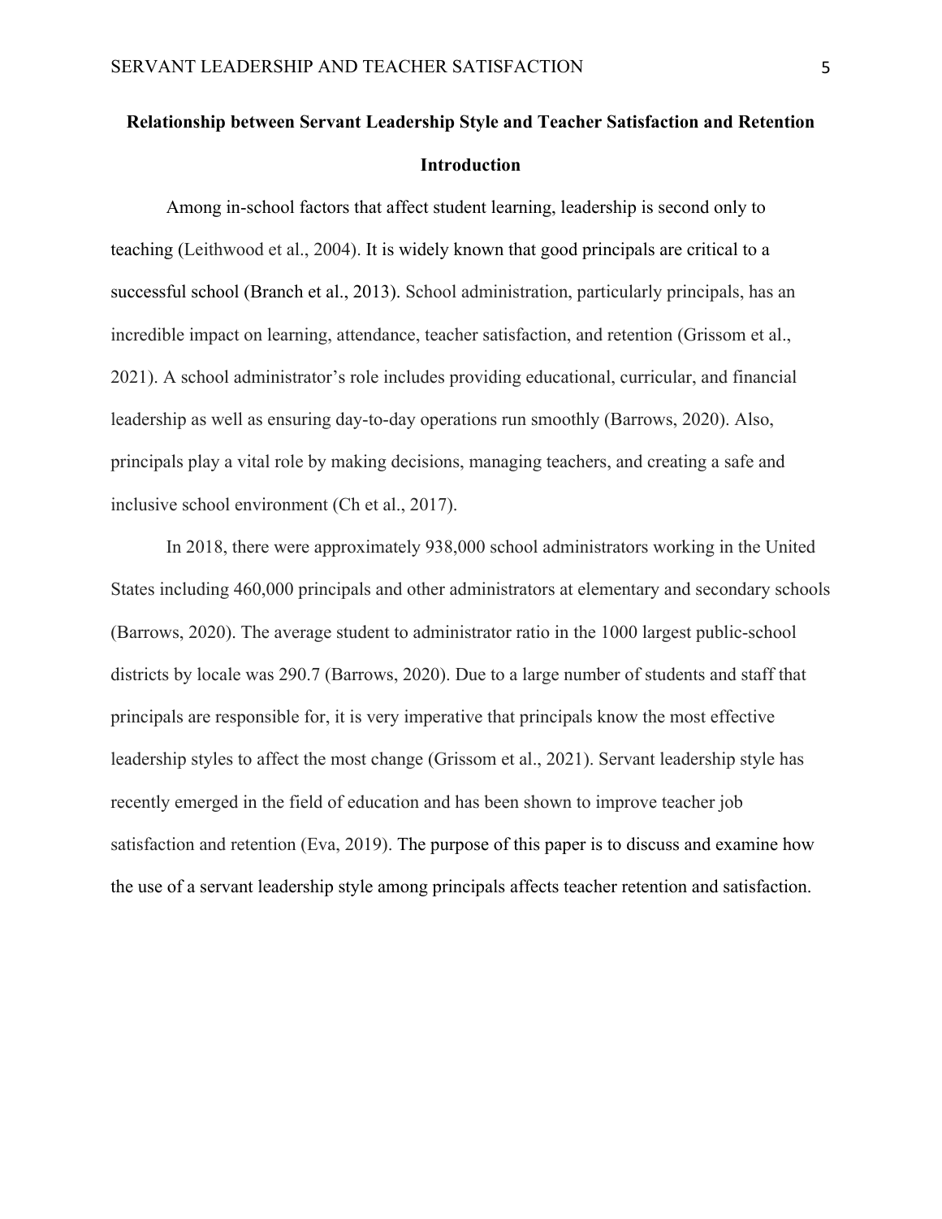# Relationship between Servant Leadership Style and Teacher Satisfaction and Retention

## Introduction

Among in-school factors that affect student learning, leadership is second only to teaching (Leithwood et al., 2004). It is widely known that good principals are critical to a successful school (Branch et al., 2013). School administration, particularly principals, has an incredible impact on learning, attendance, teacher satisfaction, and retention (Grissom et al., 2021). A school administrator's role includes providing educational, curricular, and financial leadership as well as ensuring day-to-day operations run smoothly (Barrows, 2020). Also, principals play a vital role by making decisions, managing teachers, and creating a safe and inclusive school environment (Ch et al., 2017).

In 2018, there were approximately 938,000 school administrators working in the United States including 460,000 principals and other administrators at elementary and secondary schools (Barrows, 2020). The average student to administrator ratio in the 1000 largest public-school districts by locale was 290.7 (Barrows, 2020). Due to a large number of students and staff that principals are responsible for, it is very imperative that principals know the most effective leadership styles to affect the most change (Grissom et al., 2021). Servant leadership style has recently emerged in the field of education and has been shown to improve teacher job satisfaction and retention (Eva, 2019). The purpose of this paper is to discuss and examine how the use of a servant leadership style among principals affects teacher retention and satisfaction.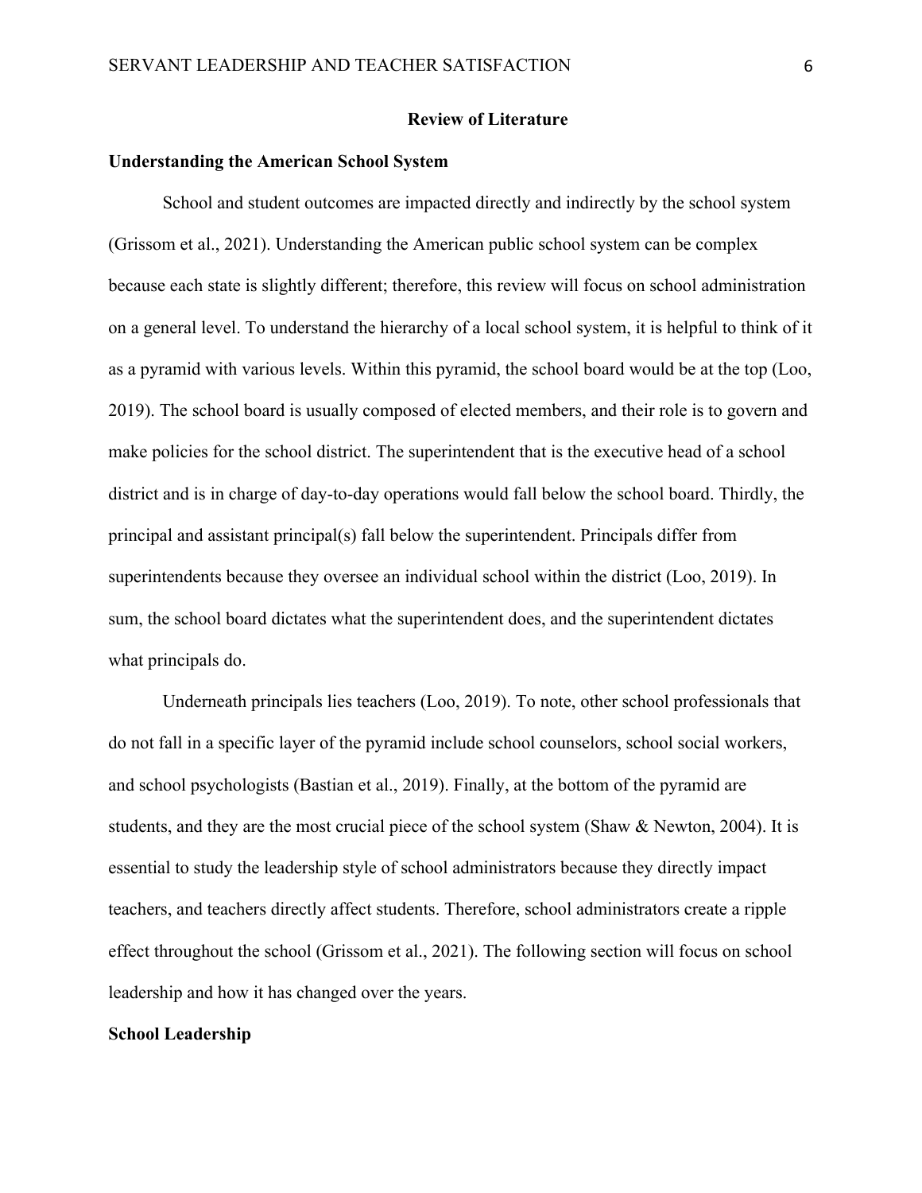## Review of Literature

### Understanding the American School System

School and student outcomes are impacted directly and indirectly by the school system (Grissom et al., 2021). Understanding the American public school system can be complex because each state is slightly different; therefore, this review will focus on school administration on a general level. To understand the hierarchy of a local school system, it is helpful to think of it as a pyramid with various levels. Within this pyramid, the school board would be at the top (Loo, 2019). The school board is usually composed of elected members, and their role is to govern and make policies for the school district. The superintendent that is the executive head of a school district and is in charge of day-to-day operations would fall below the school board. Thirdly, the principal and assistant principal(s) fall below the superintendent. Principals differ from superintendents because they oversee an individual school within the district (Loo, 2019). In sum, the school board dictates what the superintendent does, and the superintendent dictates what principals do.

Underneath principals lies teachers (Loo, 2019). To note, other school professionals that do not fall in a specific layer of the pyramid include school counselors, school social workers, and school psychologists (Bastian et al., 2019). Finally, at the bottom of the pyramid are students, and they are the most crucial piece of the school system (Shaw & Newton, 2004). It is essential to study the leadership style of school administrators because they directly impact teachers, and teachers directly affect students. Therefore, school administrators create a ripple effect throughout the school (Grissom et al., 2021). The following section will focus on school leadership and how it has changed over the years.

### School Leadership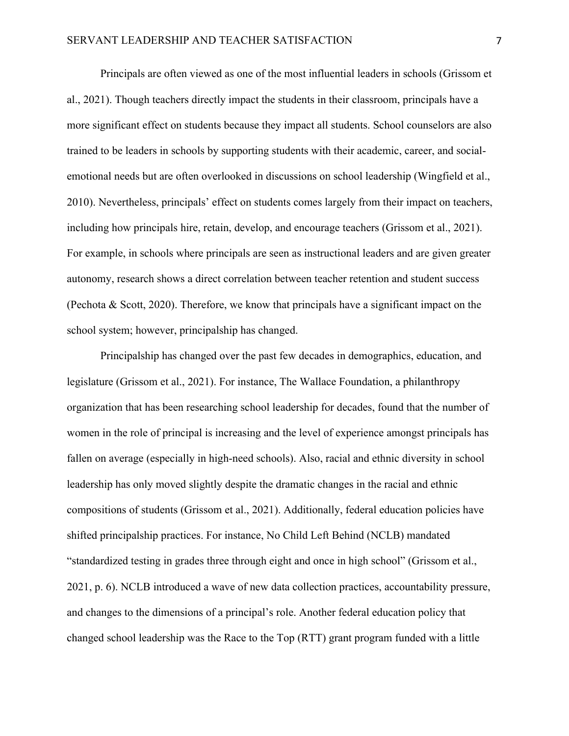Principals are often viewed as one of the most influential leaders in schools (Grissom et al., 2021). Though teachers directly impact the students in their classroom, principals have a more significant effect on students because they impact all students. School counselors are also trained to be leaders in schools by supporting students with their academic, career, and social-emotional needs but are often overlooked in discussions on school leadership (Wingfield et al., 2010). Nevertheless, principals' effect on students comes largely from their impact on teachers, including how principals hire, retain, develop, and encourage teachers (Grissom et al., 2021). For example, in schools where principals are seen as instructional leaders and are given greater autonomy, research shows a direct correlation between teacher retention and student success (Pechota & Scott, 2020). Therefore, we know that principals have a significant impact on the school system; however, principalship has changed.

Principalship has changed over the past few decades in demographics, education, and legislature (Grissom et al., 2021). For instance, The Wallace Foundation, a philanthropy organization that has been researching school leadership for decades, found that the number of women in the role of principal is increasing and the level of experience amongst principals has fallen on average (especially in high-need schools). Also, racial and ethnic diversity in school leadership has only moved slightly despite the dramatic changes in the racial and ethnic compositions of students (Grissom et al., 2021). Additionally, federal education policies have shifted principalship practices. For instance, No Child Left Behind (NCLB) mandated "standardized testing in grades three through eight and once in high school" (Grissom et al., 2021, p. 6). NCLB introduced a wave of new data collection practices, accountability pressure, and changes to the dimensions of a principal's role. Another federal education policy that changed school leadership was the Race to the Top (RTT) grant program funded with a little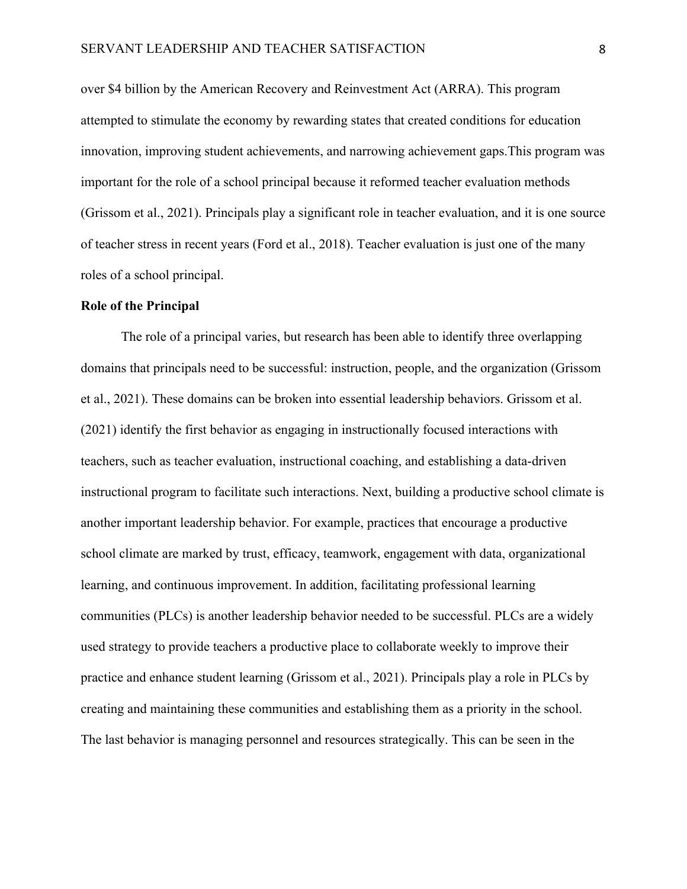over $4 billion by the American Recovery and Reinvestment Act (ARRA). This program attempted to stimulate the economy by rewarding states that created conditions for education innovation, improving student achievements, and narrowing achievement gaps.This program was important for the role of a school principal because it reformed teacher evaluation methods (Grissom et al., 2021). Principals play a significant role in teacher evaluation, and it is one source of teacher stress in recent years (Ford et al., 2018). Teacher evaluation is just one of the many roles of a school principal.

**Role of the Principal**

The role of a principal varies, but research has been able to identify three overlapping domains that principals need to be successful: instruction, people, and the organization (Grissom et al., 2021). These domains can be broken into essential leadership behaviors. Grissom et al. (2021) identify the first behavior as engaging in instructionally focused interactions with teachers, such as teacher evaluation, instructional coaching, and establishing a data-driven instructional program to facilitate such interactions. Next, building a productive school climate is another important leadership behavior. For example, practices that encourage a productive school climate are marked by trust, efficacy, teamwork, engagement with data, organizational learning, and continuous improvement. In addition, facilitating professional learning communities (PLCs) is another leadership behavior needed to be successful. PLCs are a widely used strategy to provide teachers a productive place to collaborate weekly to improve their practice and enhance student learning (Grissom et al., 2021). Principals play a role in PLCs by creating and maintaining these communities and establishing them as a priority in the school. The last behavior is managing personnel and resources strategically. This can be seen in the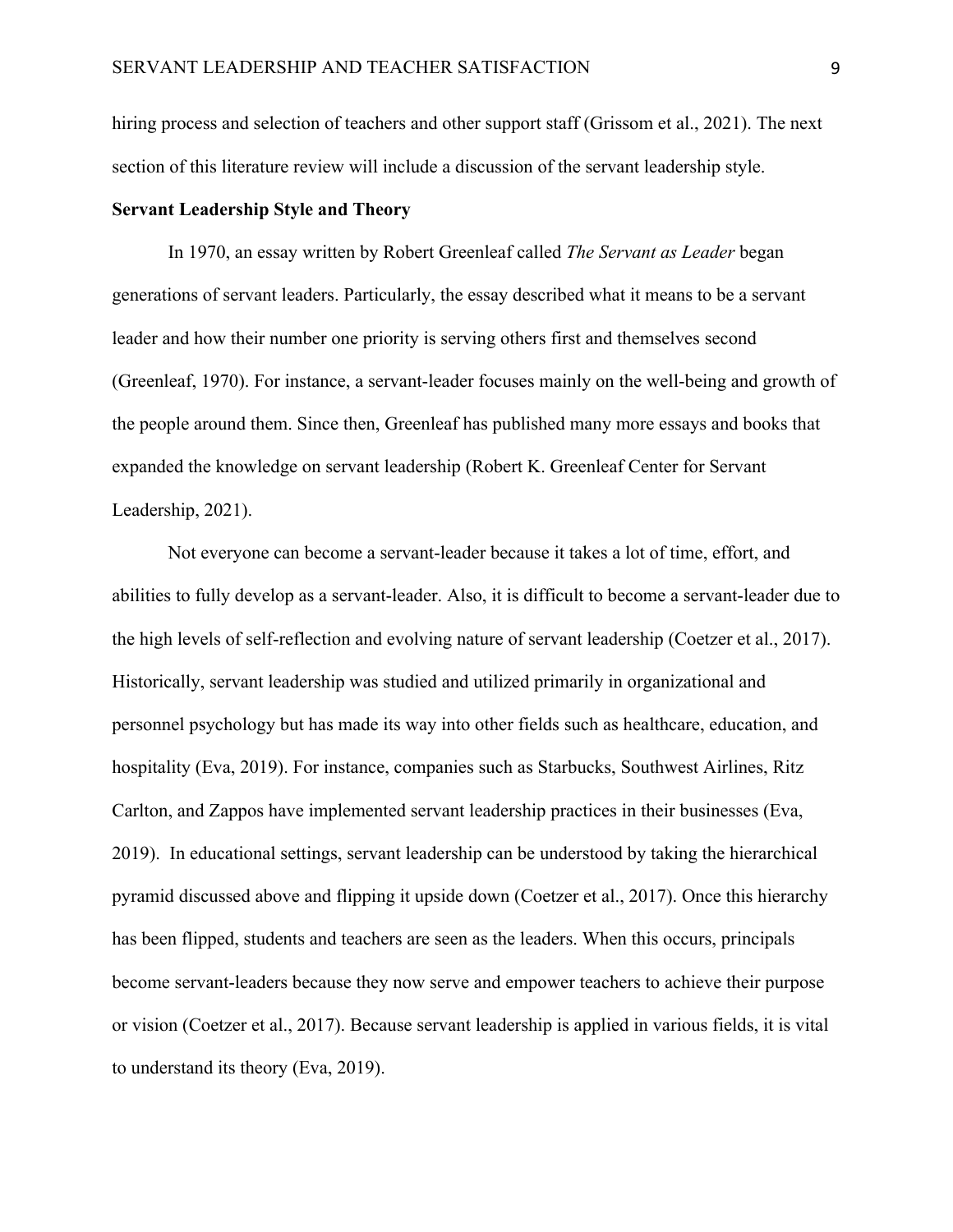hiring process and selection of teachers and other support staff (Grissom et al., 2021). The next section of this literature review will include a discussion of the servant leadership style.

**Servant Leadership Style and Theory**

In 1970, an essay written by Robert Greenleaf called *The Servant as Leader* began generations of servant leaders. Particularly, the essay described what it means to be a servant leader and how their number one priority is serving others first and themselves second (Greenleaf, 1970). For instance, a servant-leader focuses mainly on the well-being and growth of the people around them. Since then, Greenleaf has published many more essays and books that expanded the knowledge on servant leadership (Robert K. Greenleaf Center for Servant Leadership, 2021).

Not everyone can become a servant-leader because it takes a lot of time, effort, and abilities to fully develop as a servant-leader. Also, it is difficult to become a servant-leader due to the high levels of self-reflection and evolving nature of servant leadership (Coetzer et al., 2017). Historically, servant leadership was studied and utilized primarily in organizational and personnel psychology but has made its way into other fields such as healthcare, education, and hospitality (Eva, 2019). For instance, companies such as Starbucks, Southwest Airlines, Ritz Carlton, and Zappos have implemented servant leadership practices in their businesses (Eva, 2019). In educational settings, servant leadership can be understood by taking the hierarchical pyramid discussed above and flipping it upside down (Coetzer et al., 2017). Once this hierarchy has been flipped, students and teachers are seen as the leaders. When this occurs, principals become servant-leaders because they now serve and empower teachers to achieve their purpose or vision (Coetzer et al., 2017). Because servant leadership is applied in various fields, it is vital to understand its theory (Eva, 2019).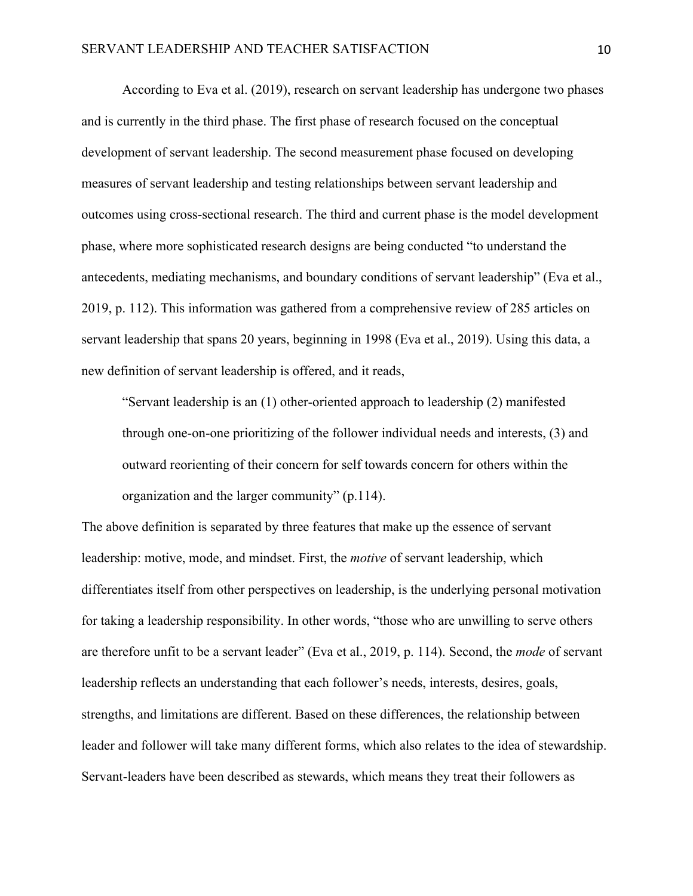According to Eva et al. (2019), research on servant leadership has undergone two phases and is currently in the third phase. The first phase of research focused on the conceptual development of servant leadership. The second measurement phase focused on developing measures of servant leadership and testing relationships between servant leadership and outcomes using cross-sectional research. The third and current phase is the model development phase, where more sophisticated research designs are being conducted "to understand the antecedents, mediating mechanisms, and boundary conditions of servant leadership" (Eva et al., 2019, p. 112). This information was gathered from a comprehensive review of 285 articles on servant leadership that spans 20 years, beginning in 1998 (Eva et al., 2019). Using this data, a new definition of servant leadership is offered, and it reads,

> "Servant leadership is an (1) other-oriented approach to leadership (2) manifested through one-on-one prioritizing of the follower individual needs and interests, (3) and outward reorienting of their concern for self towards concern for others within the organization and the larger community" (p.114).

The above definition is separated by three features that make up the essence of servant leadership: motive, mode, and mindset. First, the *motive* of servant leadership, which differentiates itself from other perspectives on leadership, is the underlying personal motivation for taking a leadership responsibility. In other words, "those who are unwilling to serve others are therefore unfit to be a servant leader" (Eva et al., 2019, p. 114). Second, the *mode* of servant leadership reflects an understanding that each follower's needs, interests, desires, goals, strengths, and limitations are different. Based on these differences, the relationship between leader and follower will take many different forms, which also relates to the idea of stewardship. Servant-leaders have been described as stewards, which means they treat their followers as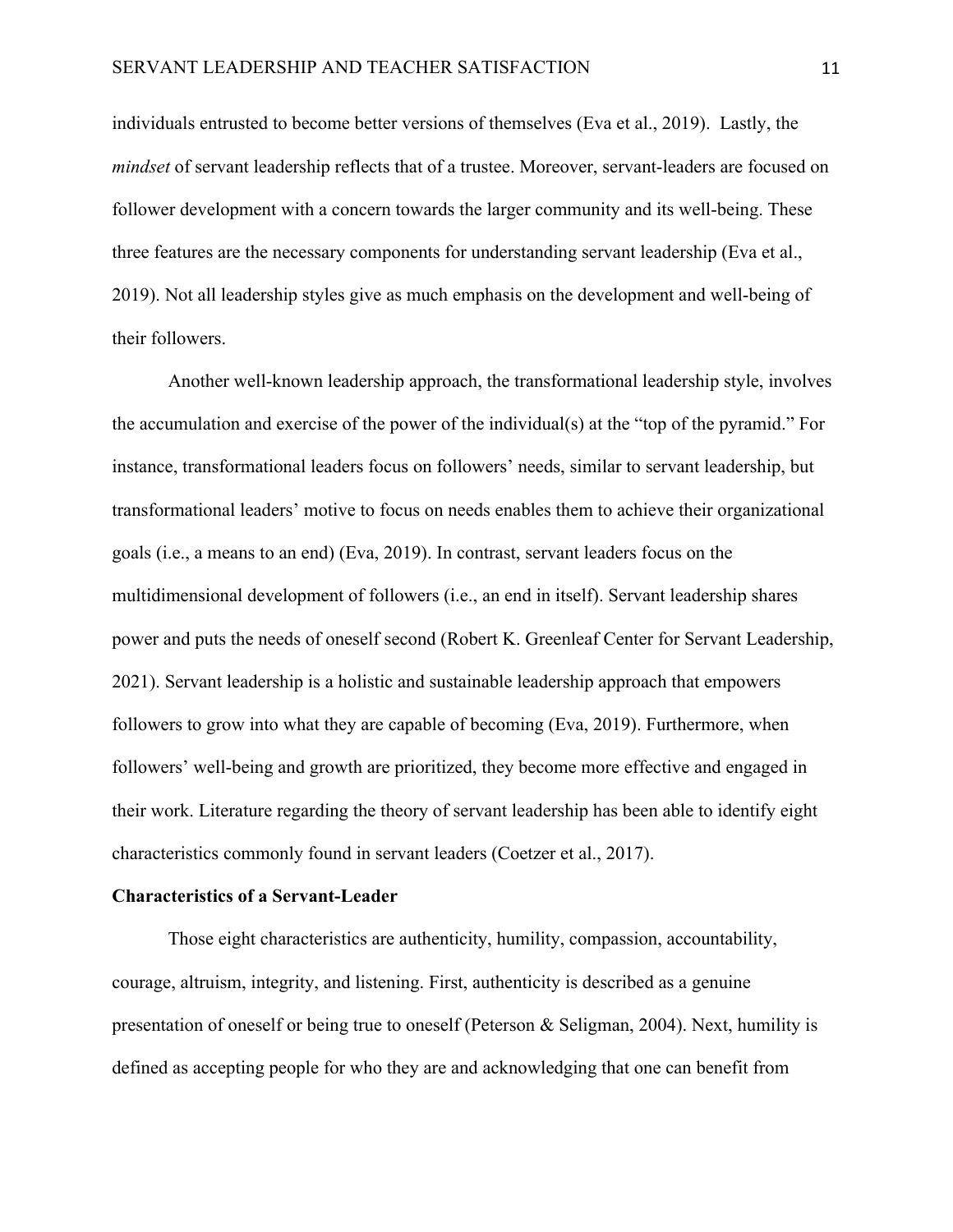individuals entrusted to become better versions of themselves (Eva et al., 2019). Lastly, the *mindset* of servant leadership reflects that of a trustee. Moreover, servant-leaders are focused on follower development with a concern towards the larger community and its well-being. These three features are the necessary components for understanding servant leadership (Eva et al., 2019). Not all leadership styles give as much emphasis on the development and well-being of their followers.

Another well-known leadership approach, the transformational leadership style, involves the accumulation and exercise of the power of the individual(s) at the "top of the pyramid." For instance, transformational leaders focus on followers' needs, similar to servant leadership, but transformational leaders' motive to focus on needs enables them to achieve their organizational goals (i.e., a means to an end) (Eva, 2019). In contrast, servant leaders focus on the multidimensional development of followers (i.e., an end in itself). Servant leadership shares power and puts the needs of oneself second (Robert K. Greenleaf Center for Servant Leadership, 2021). Servant leadership is a holistic and sustainable leadership approach that empowers followers to grow into what they are capable of becoming (Eva, 2019). Furthermore, when followers' well-being and growth are prioritized, they become more effective and engaged in their work. Literature regarding the theory of servant leadership has been able to identify eight characteristics commonly found in servant leaders (Coetzer et al., 2017).

**Characteristics of a Servant-Leader**

Those eight characteristics are authenticity, humility, compassion, accountability, courage, altruism, integrity, and listening. First, authenticity is described as a genuine presentation of oneself or being true to oneself (Peterson & Seligman, 2004). Next, humility is defined as accepting people for who they are and acknowledging that one can benefit from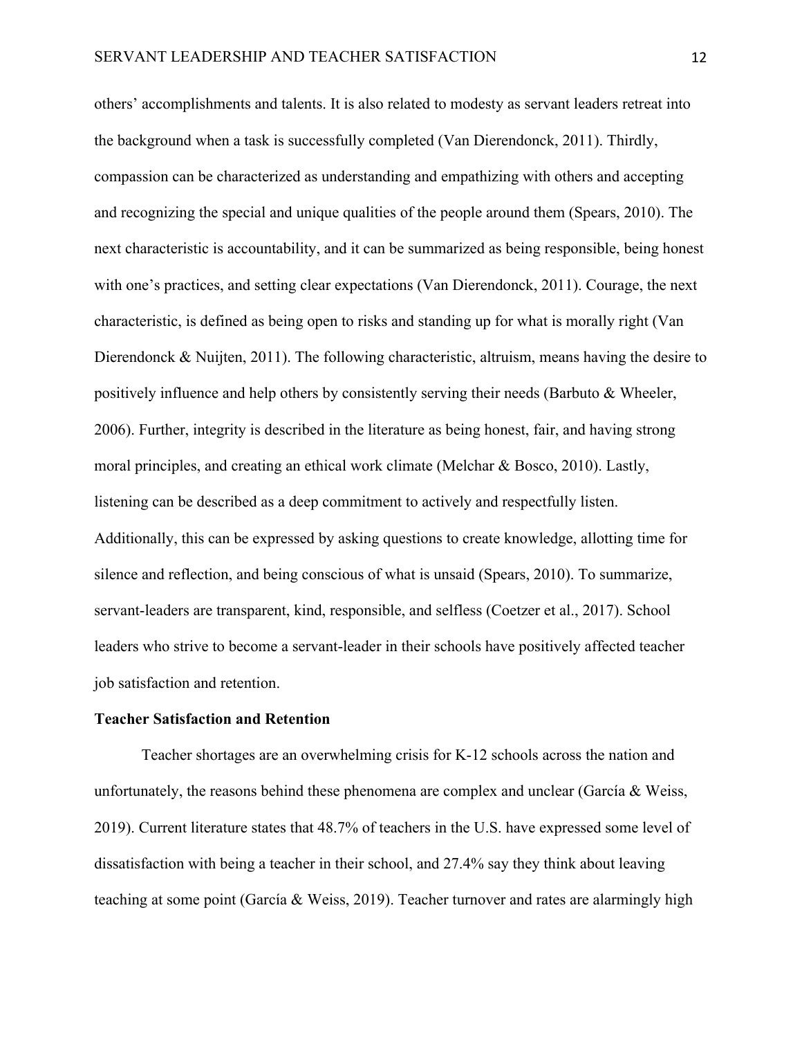others' accomplishments and talents. It is also related to modesty as servant leaders retreat into the background when a task is successfully completed (Van Dierendonck, 2011). Thirdly, compassion can be characterized as understanding and empathizing with others and accepting and recognizing the special and unique qualities of the people around them (Spears, 2010). The next characteristic is accountability, and it can be summarized as being responsible, being honest with one's practices, and setting clear expectations (Van Dierendonck, 2011). Courage, the next characteristic, is defined as being open to risks and standing up for what is morally right (Van Dierendonck & Nuijten, 2011). The following characteristic, altruism, means having the desire to positively influence and help others by consistently serving their needs (Barbuto & Wheeler, 2006). Further, integrity is described in the literature as being honest, fair, and having strong moral principles, and creating an ethical work climate (Melchar & Bosco, 2010). Lastly, listening can be described as a deep commitment to actively and respectfully listen. Additionally, this can be expressed by asking questions to create knowledge, allotting time for silence and reflection, and being conscious of what is unsaid (Spears, 2010). To summarize, servant-leaders are transparent, kind, responsible, and selfless (Coetzer et al., 2017). School leaders who strive to become a servant-leader in their schools have positively affected teacher job satisfaction and retention.

**Teacher Satisfaction and Retention**

Teacher shortages are an overwhelming crisis for K-12 schools across the nation and unfortunately, the reasons behind these phenomena are complex and unclear (García & Weiss, 2019). Current literature states that 48.7% of teachers in the U.S. have expressed some level of dissatisfaction with being a teacher in their school, and 27.4% say they think about leaving teaching at some point (García & Weiss, 2019). Teacher turnover and rates are alarmingly high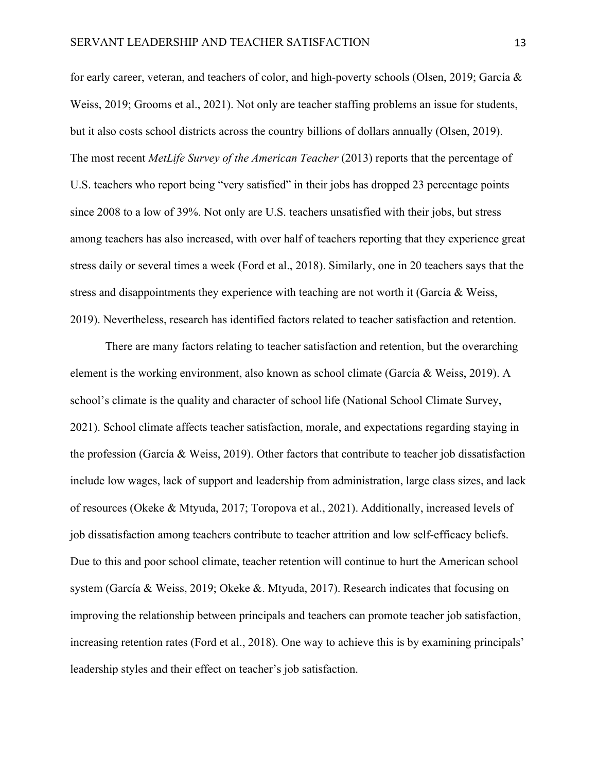for early career, veteran, and teachers of color, and high-poverty schools (Olsen, 2019; García & Weiss, 2019; Grooms et al., 2021). Not only are teacher staffing problems an issue for students, but it also costs school districts across the country billions of dollars annually (Olsen, 2019). The most recent *MetLife Survey of the American Teacher* (2013) reports that the percentage of U.S. teachers who report being "very satisfied" in their jobs has dropped 23 percentage points since 2008 to a low of 39%. Not only are U.S. teachers unsatisfied with their jobs, but stress among teachers has also increased, with over half of teachers reporting that they experience great stress daily or several times a week (Ford et al., 2018). Similarly, one in 20 teachers says that the stress and disappointments they experience with teaching are not worth it (García & Weiss, 2019). Nevertheless, research has identified factors related to teacher satisfaction and retention.

There are many factors relating to teacher satisfaction and retention, but the overarching element is the working environment, also known as school climate (García & Weiss, 2019). A school's climate is the quality and character of school life (National School Climate Survey, 2021). School climate affects teacher satisfaction, morale, and expectations regarding staying in the profession (García & Weiss, 2019). Other factors that contribute to teacher job dissatisfaction include low wages, lack of support and leadership from administration, large class sizes, and lack of resources (Okeke & Mtyuda, 2017; Toropova et al., 2021). Additionally, increased levels of job dissatisfaction among teachers contribute to teacher attrition and low self-efficacy beliefs. Due to this and poor school climate, teacher retention will continue to hurt the American school system (García & Weiss, 2019; Okeke &. Mtyuda, 2017). Research indicates that focusing on improving the relationship between principals and teachers can promote teacher job satisfaction, increasing retention rates (Ford et al., 2018). One way to achieve this is by examining principals' leadership styles and their effect on teacher's job satisfaction.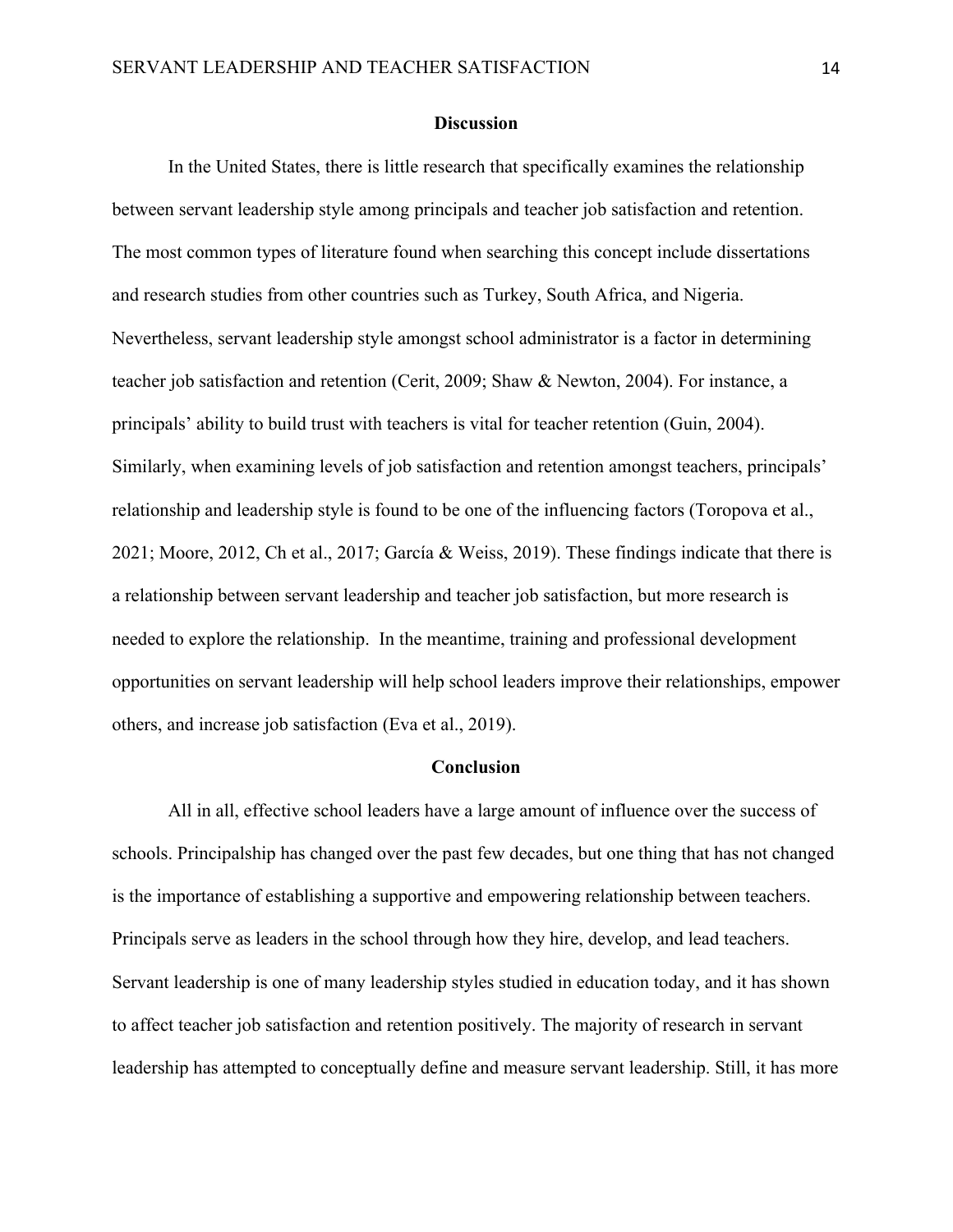## Discussion

In the United States, there is little research that specifically examines the relationship between servant leadership style among principals and teacher job satisfaction and retention. The most common types of literature found when searching this concept include dissertations and research studies from other countries such as Turkey, South Africa, and Nigeria. Nevertheless, servant leadership style amongst school administrator is a factor in determining teacher job satisfaction and retention (Cerit, 2009; Shaw & Newton, 2004). For instance, a principals' ability to build trust with teachers is vital for teacher retention (Guin, 2004). Similarly, when examining levels of job satisfaction and retention amongst teachers, principals' relationship and leadership style is found to be one of the influencing factors (Toropova et al., 2021; Moore, 2012, Ch et al., 2017; García & Weiss, 2019). These findings indicate that there is a relationship between servant leadership and teacher job satisfaction, but more research is needed to explore the relationship. In the meantime, training and professional development opportunities on servant leadership will help school leaders improve their relationships, empower others, and increase job satisfaction (Eva et al., 2019).

## Conclusion

All in all, effective school leaders have a large amount of influence over the success of schools. Principalship has changed over the past few decades, but one thing that has not changed is the importance of establishing a supportive and empowering relationship between teachers. Principals serve as leaders in the school through how they hire, develop, and lead teachers. Servant leadership is one of many leadership styles studied in education today, and it has shown to affect teacher job satisfaction and retention positively. The majority of research in servant leadership has attempted to conceptually define and measure servant leadership. Still, it has more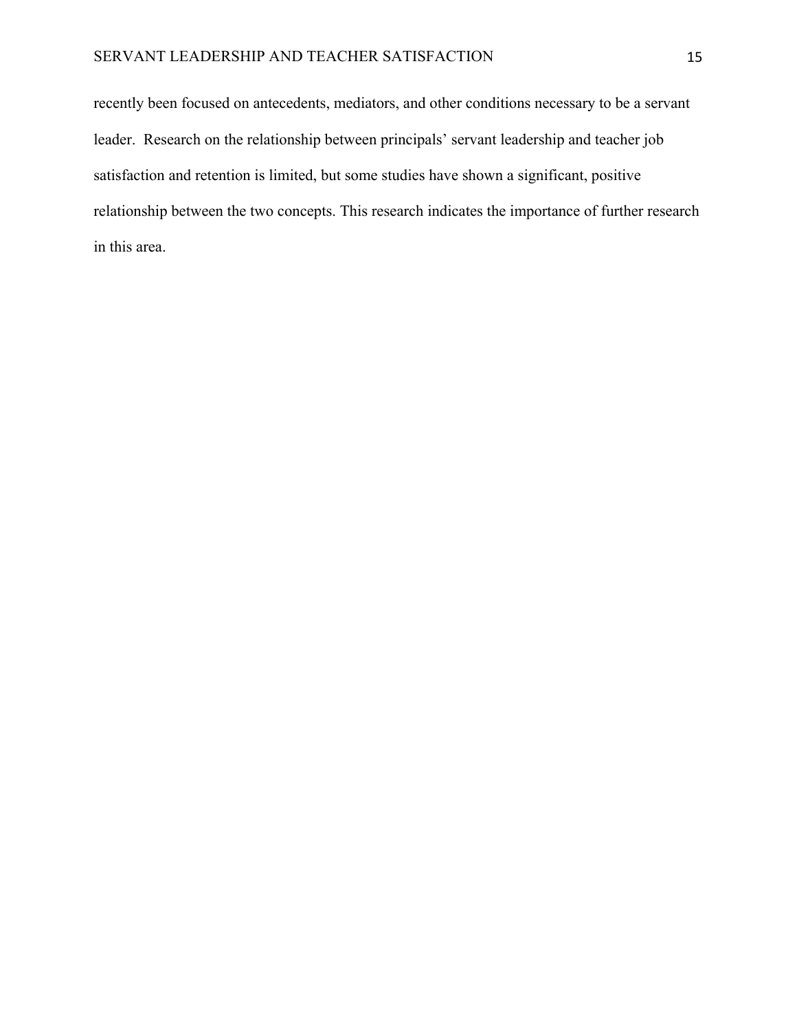recently been focused on antecedents, mediators, and other conditions necessary to be a servant leader. Research on the relationship between principals' servant leadership and teacher job satisfaction and retention is limited, but some studies have shown a significant, positive relationship between the two concepts. This research indicates the importance of further research in this area.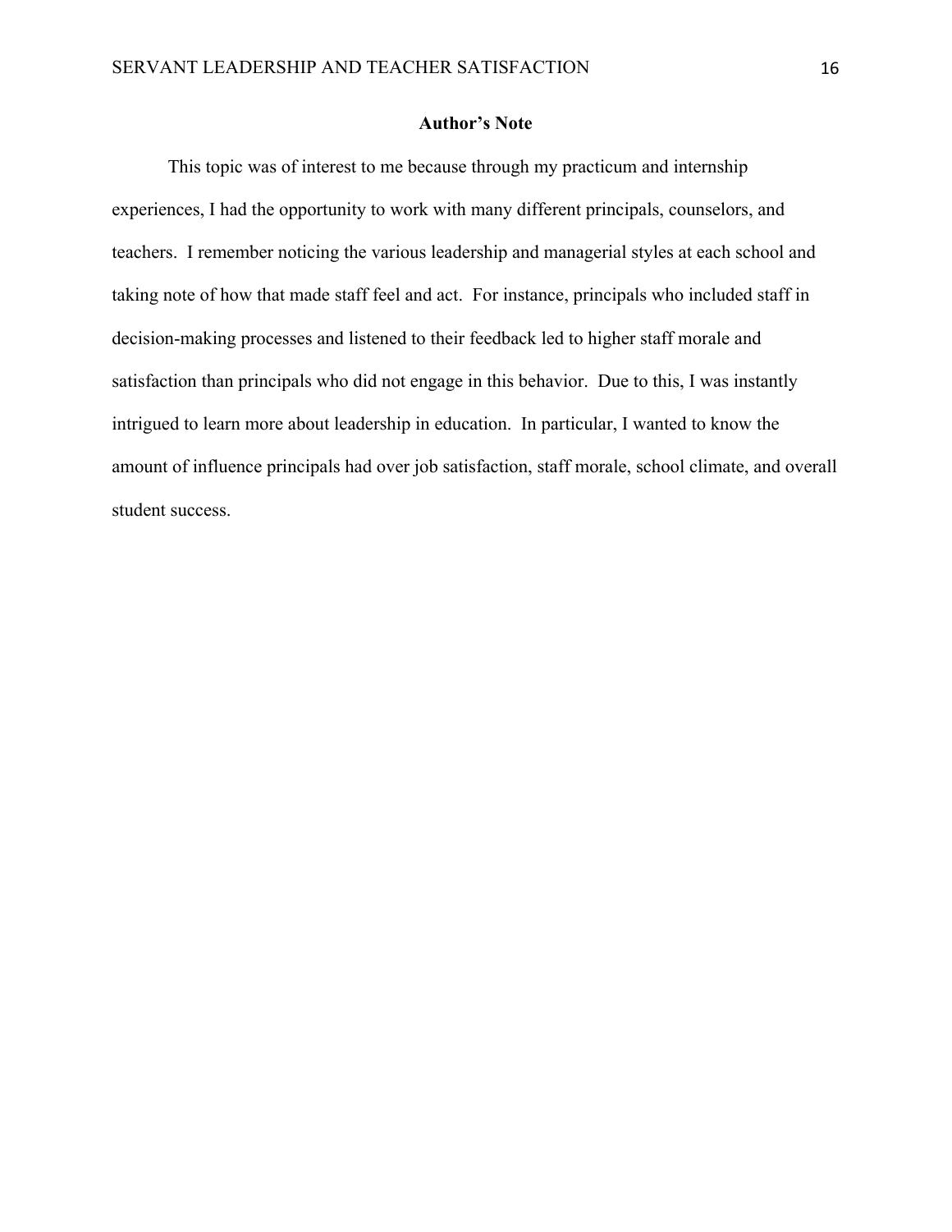## Author's Note

This topic was of interest to me because through my practicum and internship experiences, I had the opportunity to work with many different principals, counselors, and teachers. I remember noticing the various leadership and managerial styles at each school and taking note of how that made staff feel and act. For instance, principals who included staff in decision-making processes and listened to their feedback led to higher staff morale and satisfaction than principals who did not engage in this behavior. Due to this, I was instantly intrigued to learn more about leadership in education. In particular, I wanted to know the amount of influence principals had over job satisfaction, staff morale, school climate, and overall student success.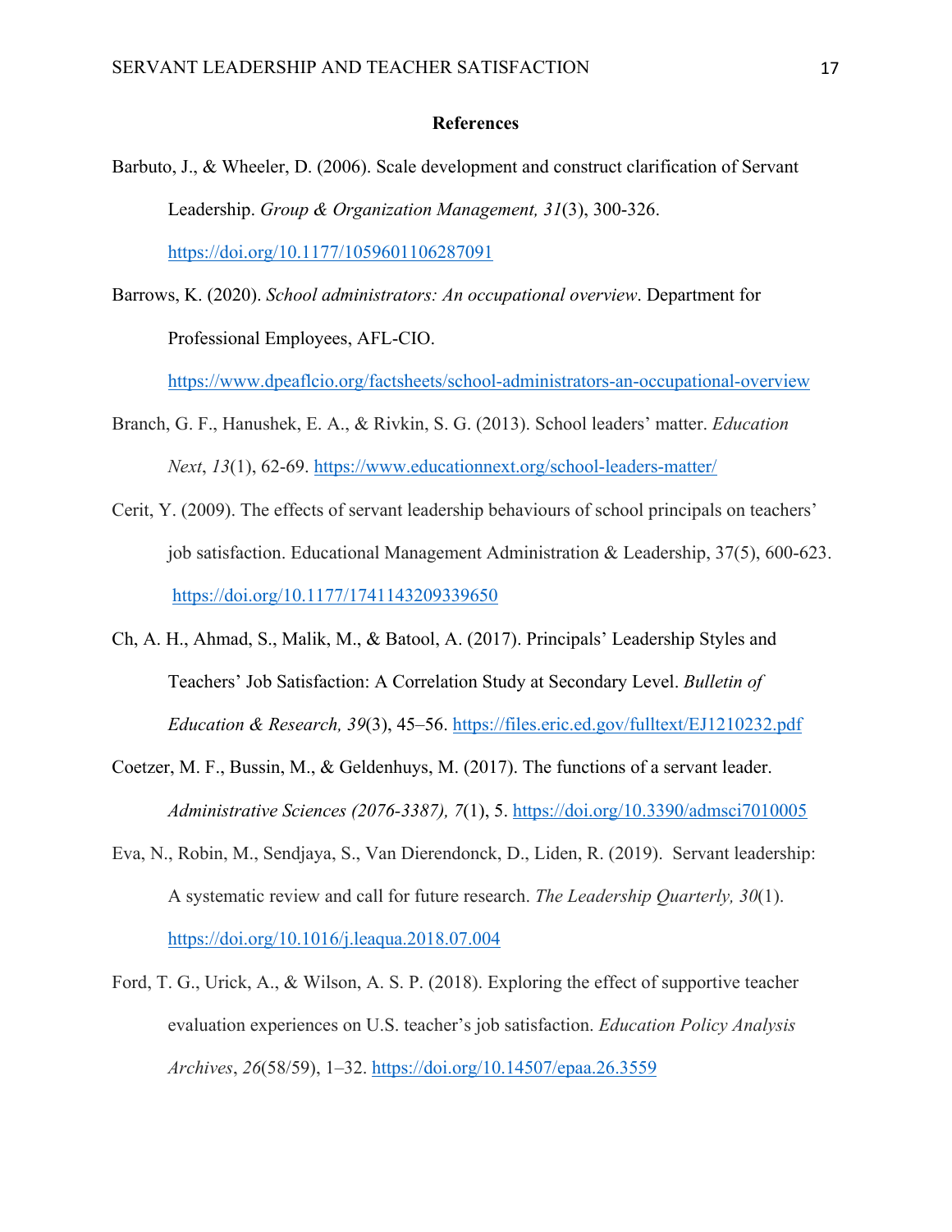# References

Barbuto, J., & Wheeler, D. (2006). Scale development and construct clarification of Servant Leadership. *Group & Organization Management, 31*(3), 300-326. https://doi.org/10.1177/1059601106287091

Barrows, K. (2020). *School administrators: An occupational overview*. Department for Professional Employees, AFL-CIO. https://www.dpeaflcio.org/factsheets/school-administrators-an-occupational-overview

Branch, G. F., Hanushek, E. A., & Rivkin, S. G. (2013). School leaders' matter. *Education Next*, *13*(1), 62-69. https://www.educationnext.org/school-leaders-matter/

Cerit, Y. (2009). The effects of servant leadership behaviours of school principals on teachers' job satisfaction. Educational Management Administration & Leadership, 37(5), 600-623. https://doi.org/10.1177/1741143209339650

Ch, A. H., Ahmad, S., Malik, M., & Batool, A. (2017). Principals' Leadership Styles and Teachers' Job Satisfaction: A Correlation Study at Secondary Level. *Bulletin of Education & Research, 39*(3), 45–56. https://files.eric.ed.gov/fulltext/EJ1210232.pdf

Coetzer, M. F., Bussin, M., & Geldenhuys, M. (2017). The functions of a servant leader. *Administrative Sciences (2076-3387), 7*(1), 5. https://doi.org/10.3390/admsci7010005

Eva, N., Robin, M., Sendjaya, S., Van Dierendonck, D., Liden, R. (2019). Servant leadership: A systematic review and call for future research. *The Leadership Quarterly, 30*(1). https://doi.org/10.1016/j.leaqua.2018.07.004

Ford, T. G., Urick, A., & Wilson, A. S. P. (2018). Exploring the effect of supportive teacher evaluation experiences on U.S. teacher's job satisfaction. *Education Policy Analysis Archives*, *26*(58/59), 1–32. https://doi.org/10.14507/epaa.26.3559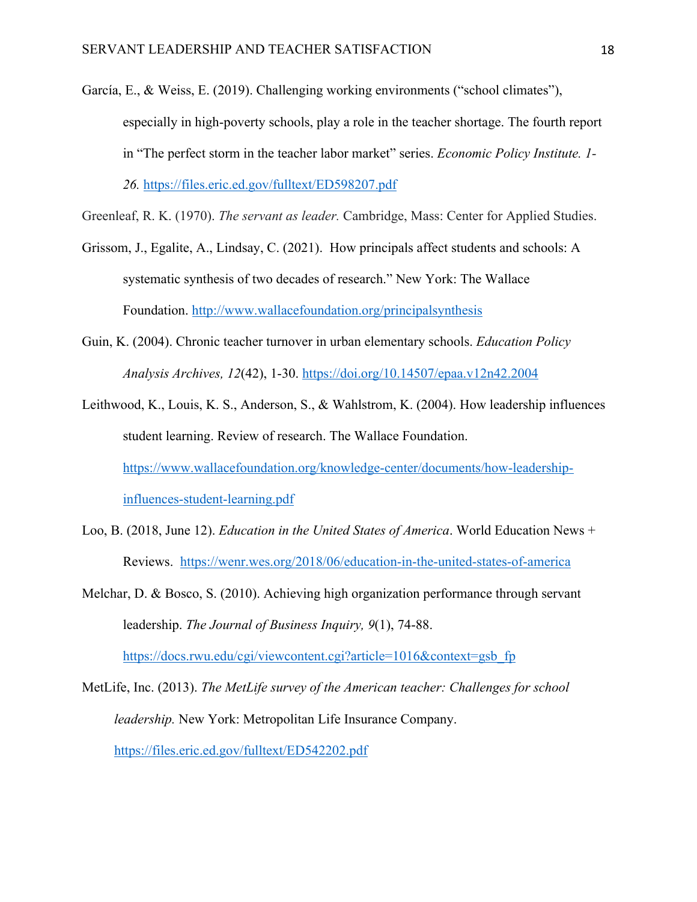García, E., & Weiss, E. (2019). Challenging working environments ("school climates"), especially in high-poverty schools, play a role in the teacher shortage. The fourth report in "The perfect storm in the teacher labor market" series. *Economic Policy Institute. 1-26.* https://files.eric.ed.gov/fulltext/ED598207.pdf

Greenleaf, R. K. (1970). *The servant as leader.* Cambridge, Mass: Center for Applied Studies.

Grissom, J., Egalite, A., Lindsay, C. (2021). How principals affect students and schools: A systematic synthesis of two decades of research." New York: The Wallace Foundation. http://www.wallacefoundation.org/principalsynthesis

Guin, K. (2004). Chronic teacher turnover in urban elementary schools. *Education Policy Analysis Archives, 12*(42), 1-30. https://doi.org/10.14507/epaa.v12n42.2004

Leithwood, K., Louis, K. S., Anderson, S., & Wahlstrom, K. (2004). How leadership influences student learning. Review of research. The Wallace Foundation. https://www.wallacefoundation.org/knowledge-center/documents/how-leadership-influences-student-learning.pdf

Loo, B. (2018, June 12). *Education in the United States of America*. World Education News + Reviews. https://wenr.wes.org/2018/06/education-in-the-united-states-of-america

Melchar, D. & Bosco, S. (2010). Achieving high organization performance through servant leadership. *The Journal of Business Inquiry, 9*(1), 74-88. https://docs.rwu.edu/cgi/viewcontent.cgi?article=1016&context=gsb_fp

MetLife, Inc. (2013). *The MetLife survey of the American teacher: Challenges for school leadership.* New York: Metropolitan Life Insurance Company. https://files.eric.ed.gov/fulltext/ED542202.pdf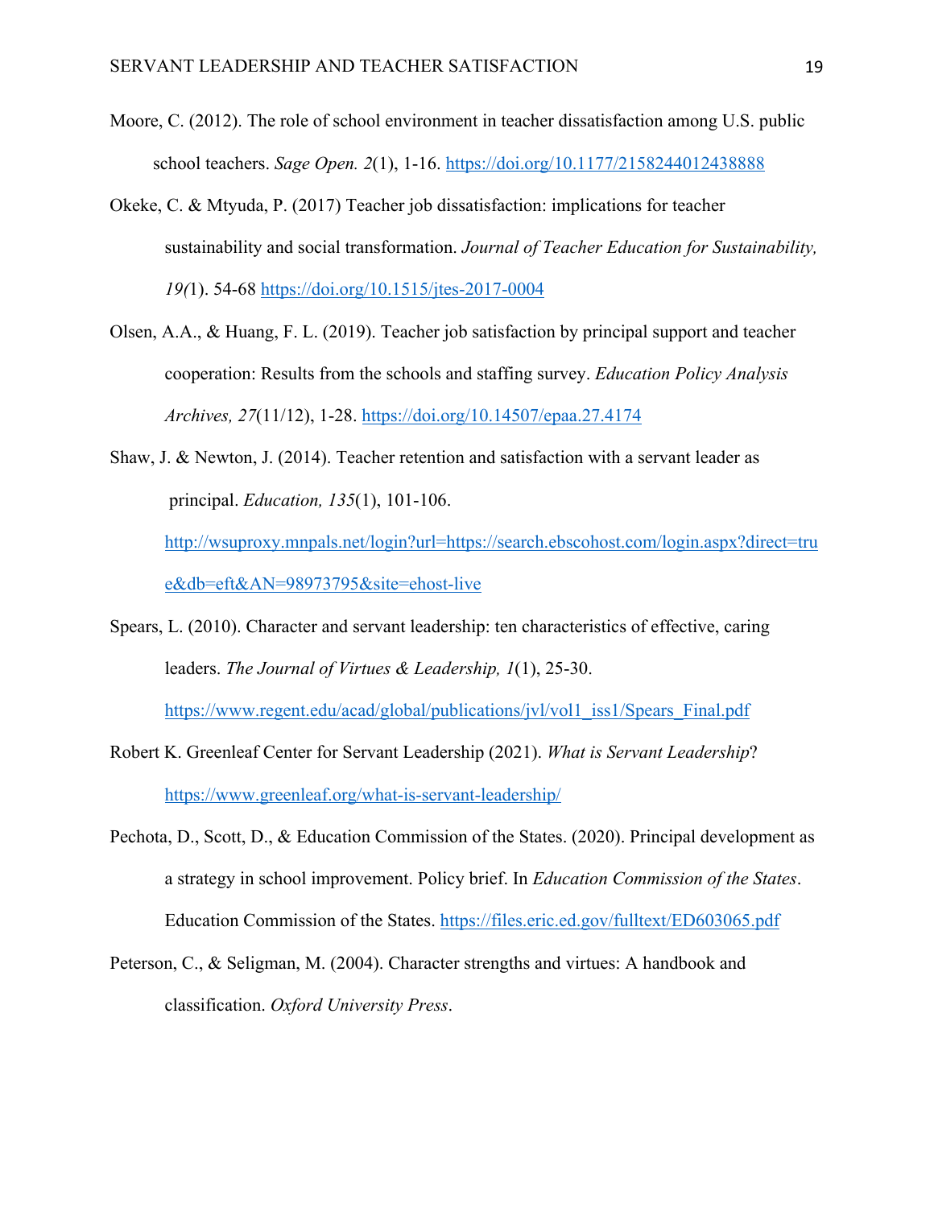Moore, C. (2012). The role of school environment in teacher dissatisfaction among U.S. public school teachers. *Sage Open. 2*(1), 1-16. https://doi.org/10.1177/2158244012438888

Okeke, C. & Mtyuda, P. (2017) Teacher job dissatisfaction: implications for teacher sustainability and social transformation. *Journal of Teacher Education for Sustainability, 19(*1). 54-68 https://doi.org/10.1515/jtes-2017-0004

Olsen, A.A., & Huang, F. L. (2019). Teacher job satisfaction by principal support and teacher cooperation: Results from the schools and staffing survey. *Education Policy Analysis Archives, 27*(11/12), 1-28. https://doi.org/10.14507/epaa.27.4174

Shaw, J. & Newton, J. (2014). Teacher retention and satisfaction with a servant leader as principal. *Education, 135*(1), 101-106. http://wsuproxy.mnpals.net/login?url=https://search.ebscohost.com/login.aspx?direct=true&db=eft&AN=98973795&site=ehost-live

Spears, L. (2010). Character and servant leadership: ten characteristics of effective, caring leaders. *The Journal of Virtues & Leadership, 1*(1), 25-30. https://www.regent.edu/acad/global/publications/jvl/vol1_iss1/Spears_Final.pdf

Robert K. Greenleaf Center for Servant Leadership (2021). *What is Servant Leadership*? https://www.greenleaf.org/what-is-servant-leadership/

Pechota, D., Scott, D., & Education Commission of the States. (2020). Principal development as a strategy in school improvement. Policy brief. In *Education Commission of the States*. Education Commission of the States. https://files.eric.ed.gov/fulltext/ED603065.pdf

Peterson, C., & Seligman, M. (2004). Character strengths and virtues: A handbook and classification. *Oxford University Press*.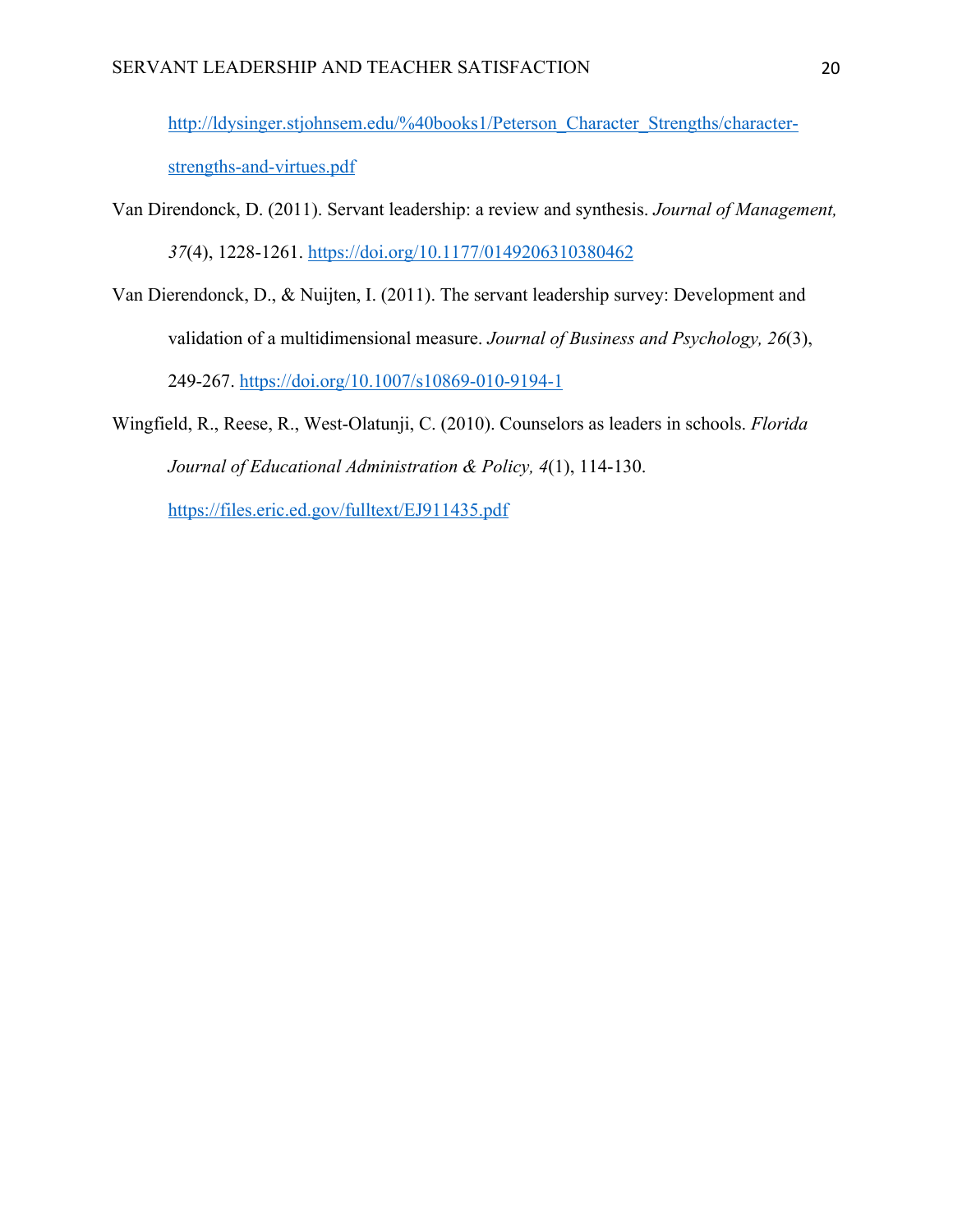http://ldysinger.stjohnsem.edu/%40books1/Peterson_Character_Strengths/character-strengths-and-virtues.pdf

Van Direndonck, D. (2011). Servant leadership: a review and synthesis. *Journal of Management, 37*(4), 1228-1261. https://doi.org/10.1177/0149206310380462

Van Dierendonck, D., & Nuijten, I. (2011). The servant leadership survey: Development and validation of a multidimensional measure. *Journal of Business and Psychology, 26*(3), 249-267. https://doi.org/10.1007/s10869-010-9194-1

Wingfield, R., Reese, R., West-Olatunji, C. (2010). Counselors as leaders in schools. *Florida Journal of Educational Administration & Policy, 4*(1), 114-130. https://files.eric.ed.gov/fulltext/EJ911435.pdf